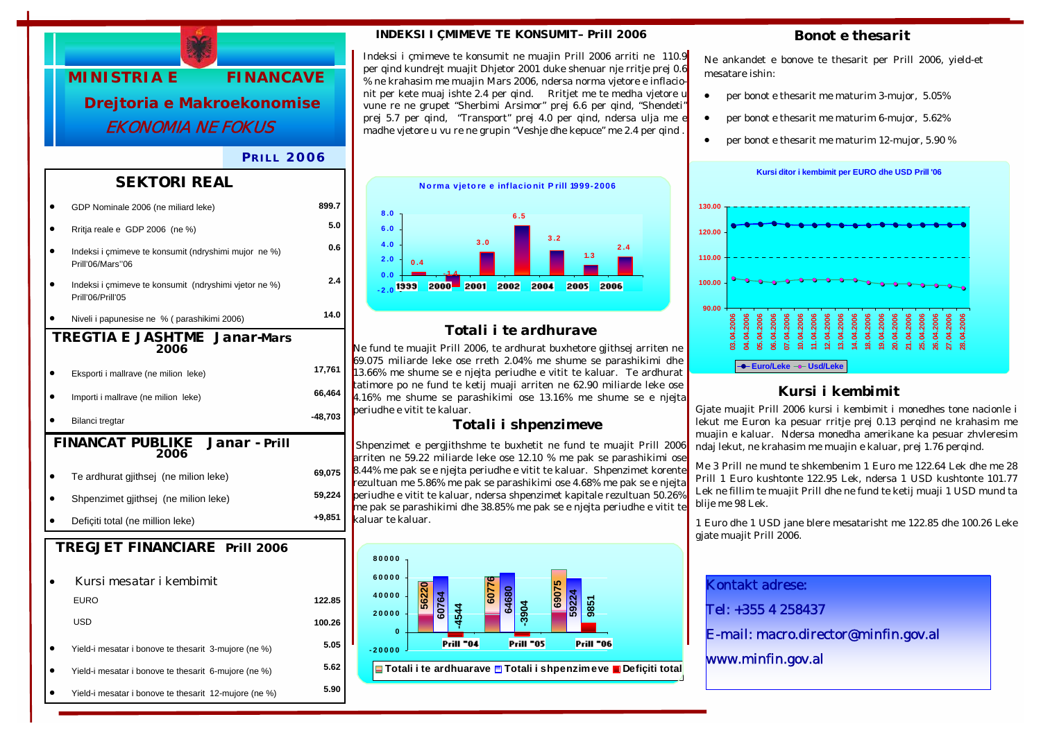# MINISTRIA E FINANCAVE

## Drejtoria e Makroekonomise

*EKONOMIA NE FOKUS*

**PRILL 2006**

## SEKTORI REAL

| | |
|---|---|
| GDP Nominale 2006 (ne miliard leke) | 899.7 |
| Rritja reale e GDP 2006 (ne %) | 5.0 |
| Indeksi i çmimeve te konsumit (ndryshimi mujor ne %) Prill'06/Mars''06 | 0.6 |
| Indeksi i çmimeve te konsumit (ndryshimi vjetor ne %) Prill'06/Prill'05 | 2.4 |
| Niveli i papunesise ne % ( parashikimi 2006) | 14.0 |

## TREGTIA E JASHTME Janar-Mars 2006

| | |
|---|---|
| Eksporti i mallrave (ne milion leke) | 17,761 |
| Importi i mallrave (ne milion leke) | 66,464 |
| Bilanci tregtar | -48,703 |

## FINANCAT PUBLIKE Janar - Prill 2006

| | |
|---|---|
| Te ardhurat gjithsej (ne milion leke) | 69,075 |
| Shpenzimet gjithsej (ne milion leke) | 59,224 |
| Deficiti total (ne million leke) | +9,851 |

## TREGJET FINANCIARE Prill 2006

| | |
|---|---|
| Kursi mesatar i kembimit | |
| EURO | 122.85 |
| USD | 100.26 |
| Yield-i mesatar i bonove te thesarit 3-mujore (ne %) | 5.05 |
| Yield-i mesatar i bonove te thesarit 6-mujore (ne %) | 5.62 |
| Yield-i mesatar i bonove te thesarit 12-mujore (ne %) | 5.90 |

## INDEKSI I ÇMIMEVE TE KONSUMIT– Prill 2006

Indeksi i çmimeve te konsumit ne muajin Prill 2006 arriti ne 110.9 per qind kundrejt muajit Dhjetor 2001 duke shenuar nje rritje prej 0.6 % ne krahasim me muajin Mars 2006, ndersa norma vjetore e inflacionit per kete muaj ishte 2.4 per qind. Rritjet me te medha vjetore u vune re ne grupet "Sherbimi Arsimor" prej 6.6 per qind, "Shendeti" prej 5.7 per qind, "Transport" prej 4.0 per qind, ndersa ulja me e madhe vjetore u vu re ne grupin "Veshje dhe kepuce" me 2.4 per qind .

**Norma vjetore e inflacionit Prill 1999-2006**

| 1999 | 2000 | 2001 | 2002 | 2004 | 2005 | 2006 |
|---|---|---|---|---|---|---|
| 0.4 | -1.4 | 3.0 | 6.5 | 3.2 | 1.3 | 2.4 |

## Totali i te ardhurave

Ne fund te muajit Prill 2006, te ardhurat buxhetore gjithsej arriten ne 69.075 miliarde leke ose rreth 2.04% me shume se parashikimi dhe 13.66% me shume se e njejta periudhe e vitit te kaluar. Te ardhurat tatimore po ne fund te ketij muaji arriten ne 62.90 miliarde leke ose 4.16% me shume se parashikimi ose 13.16% me shume se e njejta periudhe e vitit te kaluar.

## Totali i shpenzimeve

Shpenzimet e pergjithshme te buxhetit ne fund te muajit Prill 2006 arriten ne 59.22 miliarde leke ose 12.10 % me pak se parashikimi ose 8.44% me pak se e njejta periudhe e vitit te kaluar. Shpenzimet korente rezultuan me 5.86% me pak se parashikimi ose 4.68% me pak se e njejta periudhe e vitit te kaluar, ndersa shpenzimet kapitale rezultuan 50.26% me pak se parashikimi dhe 38.85% me pak se e njejta periudhe e vitit te kaluar te kaluar.

| | Prill "04 | Prill "05 | Prill "06 |
|---|---|---|---|
| Totali i te ardhurave | 56220 | 60776 | 69075 |
| Totali i shpenzimeve | 60764 | 64680 | 59224 |
| Deficiti total | -4544 | -3904 | 9851 |

## Bonot e thesarit

Ne ankandet e bonove te thesarit per Prill 2006, yield-et mesatare ishin:

- per bonot e thesarit me maturim 3-mujor, 5.05%
- per bonot e thesarit me maturim 6-mujor, 5.62%
- per bonot e thesarit me maturim 12-mujor, 5.90 %

**Kursi ditor i kembimit per EURO dhe USD Prill '06**

(Euro/Leke; Usd/Leke)

## Kursi i kembimit

Gjate muajit Prill 2006 kursi i kembimit i monedhes tone nacionle i lekut me Euron ka pesuar rritje prej 0.13 perqind ne krahasim me muajin e kaluar. Ndersa monedha amerikane ka pesuar zhvleresim ndaj lekut, ne krahasim me muajin e kaluar, prej 1.76 perqind.

Me 3 Prill ne mund te shkembenim 1 Euro me 122.64 Lek dhe me 28 Prill 1 Euro kushtonte 122.95 Lek, ndersa 1 USD kushtonte 101.77 Lek ne fillim te muajit Prill dhe ne fund te ketij muaji 1 USD mund ta blije me 98 Lek.

1 Euro dhe 1 USD jane blere mesatarisht me 122.85 dhe 100.26 Leke gjate muajit Prill 2006.

Kontakt adrese:

Tel: +355 4 258437

E-mail: macro.director@minfin.gov.al

www.minfin.gov.al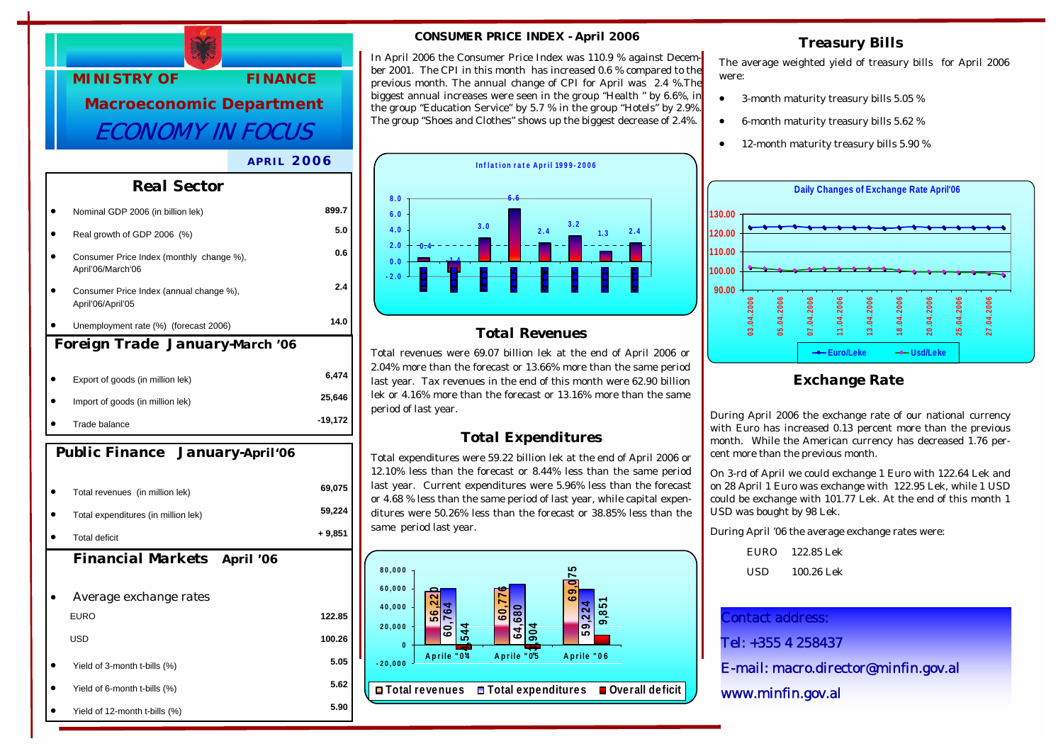# MINISTRY OF FINANCE

## Macroeconomic Department

## *ECONOMY IN FOCUS*

**APRIL 2006**

### Real Sector

| | |
|---|---|
| Nominal GDP 2006 (in billion lek) | 899.7 |
| Real growth of GDP 2006 (%) | 5.0 |
| Consumer Price Index (monthly change %), April'06/March'06 | 0.6 |
| Consumer Price Index (annual change %), April'06/April'05 | 2.4 |
| Unemployment rate (%) (forecast 2006) | 14.0 |

### Foreign Trade January-March '06

| | |
|---|---|
| Export of goods (in million lek) | 6,474 |
| Import of goods (in million lek) | 25,646 |
| Trade balance | -19,172 |

### Public Finance January-April'06

| | |
|---|---|
| Total revenues (in million lek) | 69,075 |
| Total expenditures (in million lek) | 59,224 |
| Total deficit | + 9,851 |

### Financial Markets April '06

| | |
|---|---|
| Average exchange rates | |
| EURO | 122.85 |
| USD | 100.26 |
| Yield of 3-month t-bills (%) | 5.05 |
| Yield of 6-month t-bills (%) | 5.62 |
| Yield of 12-month t-bills (%) | 5.90 |

### CONSUMER PRICE INDEX - April 2006

In April 2006 the Consumer Price Index was 110.9 % against December 2001. The CPI in this month has increased 0.6 % compared to the previous month. The annual change of CPI for April was 2.4 %.The biggest annual increases were seen in the group "Health " by 6.6%, in the group "Education Service" by 5.7 % in the group "Hotels" by 2.9%. The group "Shoes and Clothes" shows up the biggest decrease of 2.4%.

Inflation rate April 1999-2006

0.4  -1.4  3.0  6.6  2.4  3.2  1.3  2.4

### Total Revenues

Total revenues were 69.07 billion lek at the end of April 2006 or 2.04% more than the forecast or 13.66% more than the same period last year. Tax revenues in the end of this month were 62.90 billion lek or 4.16% more than the forecast or 13.16% more than the same period of last year.

### Total Expenditures

Total expenditures were 59.22 billion lek at the end of April 2006 or 12.10% less than the forecast or 8.44% less than the same period last year. Current expenditures were 5.96% less than the forecast or 4.68 % less than the same period of last year, while capital expenditures were 50.26% less than the forecast or 38.85% less than the same period last year.

Aprile "04: 56,220  60,764  -4,544
Aprile "05: 60,776  64,680  -3,904
Aprile "06: 69,075  59,224  9,851

Total revenues  Total expenditures  Overall deficit

### Treasury Bills

The average weighted yield of treasury bills for April 2006 were:

- 3-month maturity treasury bills 5.05 %
- 6-month maturity treasury bills 5.62 %
- 12-month maturity treasury bills 5.90 %

Daily Changes of Exchange Rate April'06

Euro/Leke  Usd/Leke

### Exchange Rate

During April 2006 the exchange rate of our national currency with Euro has increased 0.13 percent more than the previous month. While the American currency has decreased 1.76 percent more than the previous month.

On 3-rd of April we could exchange 1 Euro with 122.64 Lek and on 28 April 1 Euro was exchange with 122.95 Lek, while 1 USD could be exchange with 101.77 Lek. At the end of this month 1 USD was bought by 98 Lek.

During April '06 the average exchange rates were:

| | |
|---|---|
| EURO | 122.85 Lek |
| USD | 100.26 Lek |

Contact address:

Tel: +355 4 258437

E-mail: macro.director@minfin.gov.al

www.minfin.gov.al